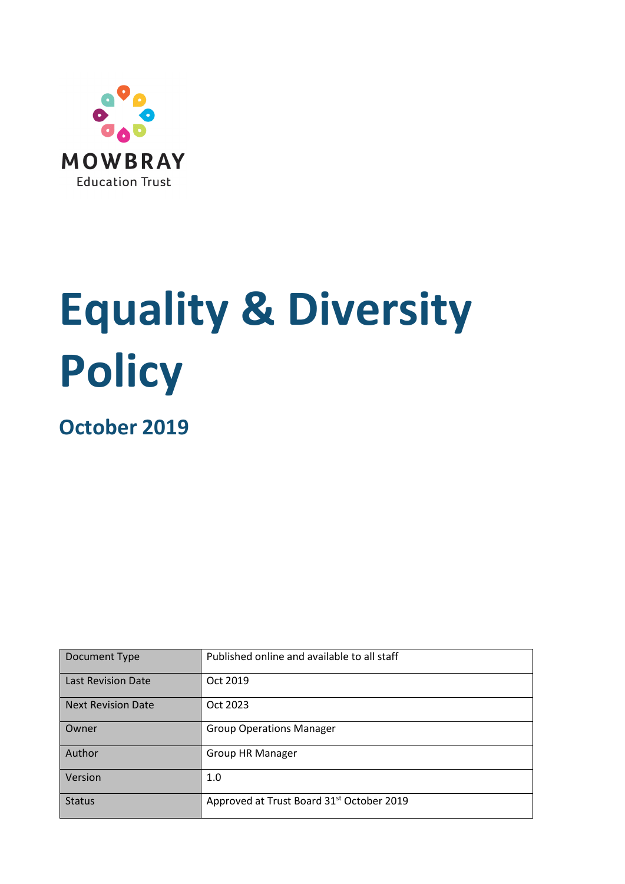MOWBRAY

Education Trust

# Equality & Diversity Policy

## October 2019

| Document Type | Published online and available to all staff |
|---|---|
| Last Revision Date | Oct 2019 |
| Next Revision Date | Oct 2023 |
| Owner | Group Operations Manager |
| Author | Group HR Manager |
| Version | 1.0 |
| Status | Approved at Trust Board 31st October 2019 |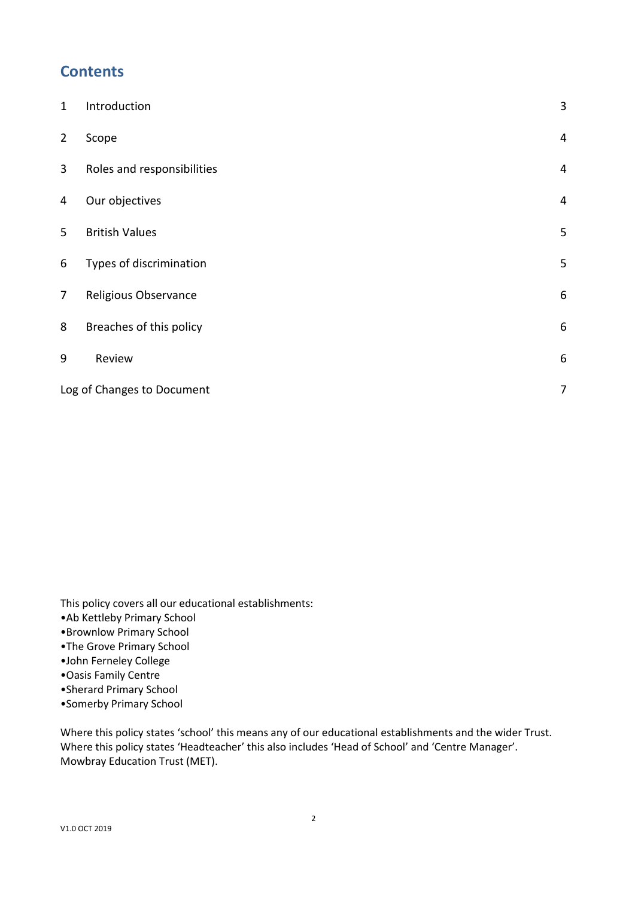## Contents

| | | |
|---|---|---|
| 1 | Introduction | 3 |
| 2 | Scope | 4 |
| 3 | Roles and responsibilities | 4 |
| 4 | Our objectives | 4 |
| 5 | British Values | 5 |
| 6 | Types of discrimination | 5 |
| 7 | Religious Observance | 6 |
| 8 | Breaches of this policy | 6 |
| 9 | Review | 6 |
| Log of Changes to Document | | 7 |

This policy covers all our educational establishments:

- Ab Kettleby Primary School
- Brownlow Primary School
- The Grove Primary School
- John Ferneley College
- Oasis Family Centre
- Sherard Primary School
- Somerby Primary School

Where this policy states 'school' this means any of our educational establishments and the wider Trust. Where this policy states 'Headteacher' this also includes 'Head of School' and 'Centre Manager'. Mowbray Education Trust (MET).

V1.0 OCT 2019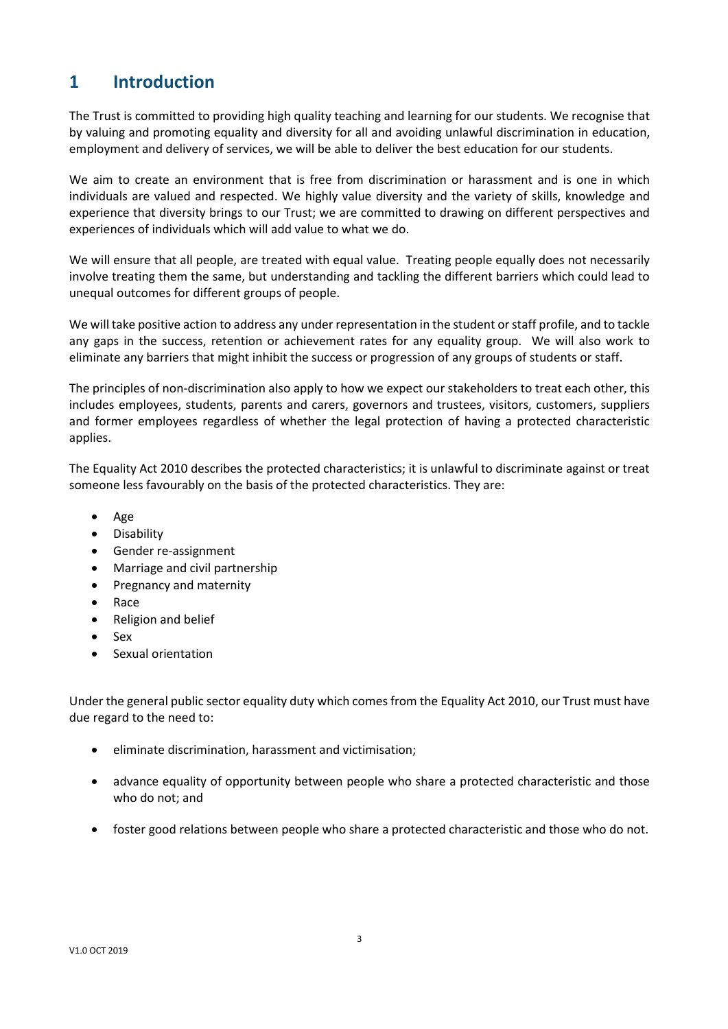# 1 Introduction

The Trust is committed to providing high quality teaching and learning for our students. We recognise that by valuing and promoting equality and diversity for all and avoiding unlawful discrimination in education, employment and delivery of services, we will be able to deliver the best education for our students.

We aim to create an environment that is free from discrimination or harassment and is one in which individuals are valued and respected. We highly value diversity and the variety of skills, knowledge and experience that diversity brings to our Trust; we are committed to drawing on different perspectives and experiences of individuals which will add value to what we do.

We will ensure that all people, are treated with equal value. Treating people equally does not necessarily involve treating them the same, but understanding and tackling the different barriers which could lead to unequal outcomes for different groups of people.

We will take positive action to address any under representation in the student or staff profile, and to tackle any gaps in the success, retention or achievement rates for any equality group. We will also work to eliminate any barriers that might inhibit the success or progression of any groups of students or staff.

The principles of non-discrimination also apply to how we expect our stakeholders to treat each other, this includes employees, students, parents and carers, governors and trustees, visitors, customers, suppliers and former employees regardless of whether the legal protection of having a protected characteristic applies.

The Equality Act 2010 describes the protected characteristics; it is unlawful to discriminate against or treat someone less favourably on the basis of the protected characteristics. They are:

- Age
- Disability
- Gender re-assignment
- Marriage and civil partnership
- Pregnancy and maternity
- Race
- Religion and belief
- Sex
- Sexual orientation

Under the general public sector equality duty which comes from the Equality Act 2010, our Trust must have due regard to the need to:

- eliminate discrimination, harassment and victimisation;
- advance equality of opportunity between people who share a protected characteristic and those who do not; and
- foster good relations between people who share a protected characteristic and those who do not.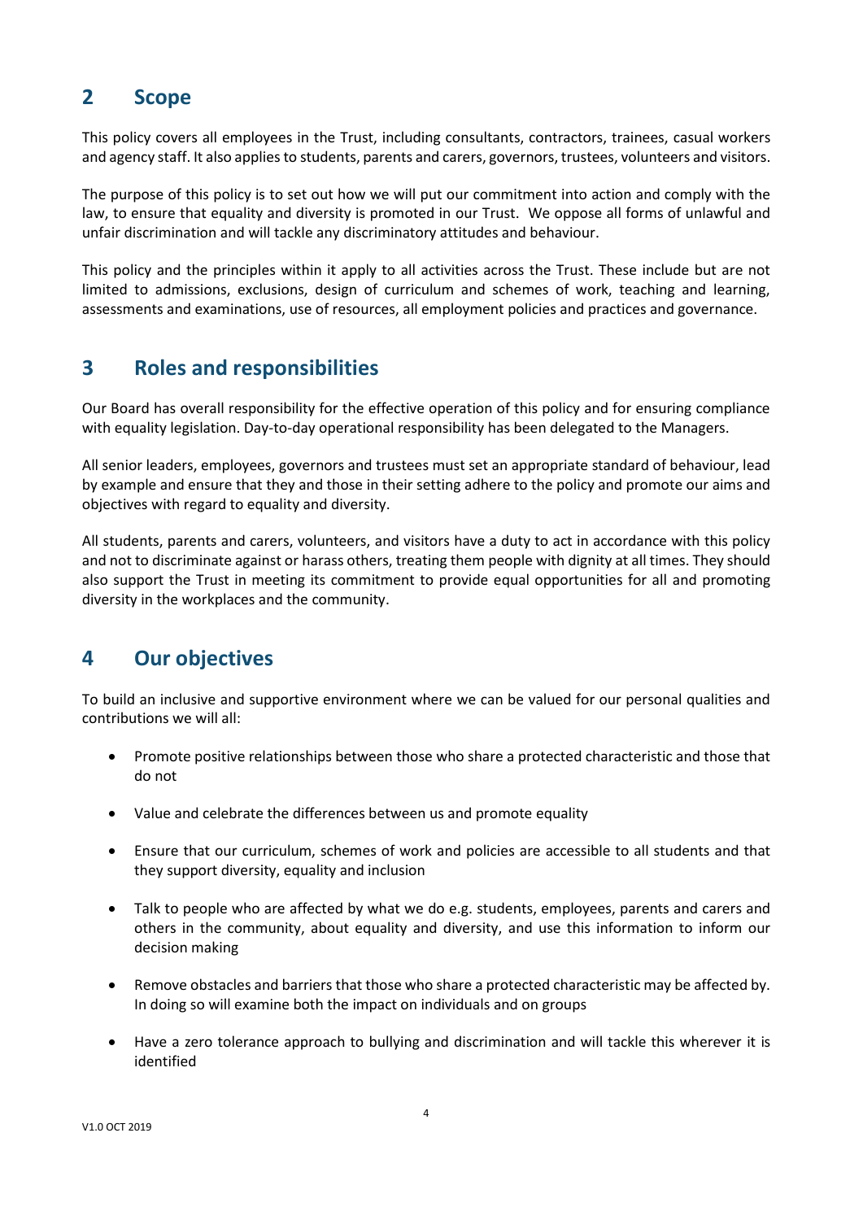## 2 Scope

This policy covers all employees in the Trust, including consultants, contractors, trainees, casual workers and agency staff. It also applies to students, parents and carers, governors, trustees, volunteers and visitors.

The purpose of this policy is to set out how we will put our commitment into action and comply with the law, to ensure that equality and diversity is promoted in our Trust. We oppose all forms of unlawful and unfair discrimination and will tackle any discriminatory attitudes and behaviour.

This policy and the principles within it apply to all activities across the Trust. These include but are not limited to admissions, exclusions, design of curriculum and schemes of work, teaching and learning, assessments and examinations, use of resources, all employment policies and practices and governance.

## 3 Roles and responsibilities

Our Board has overall responsibility for the effective operation of this policy and for ensuring compliance with equality legislation. Day-to-day operational responsibility has been delegated to the Managers.

All senior leaders, employees, governors and trustees must set an appropriate standard of behaviour, lead by example and ensure that they and those in their setting adhere to the policy and promote our aims and objectives with regard to equality and diversity.

All students, parents and carers, volunteers, and visitors have a duty to act in accordance with this policy and not to discriminate against or harass others, treating them people with dignity at all times. They should also support the Trust in meeting its commitment to provide equal opportunities for all and promoting diversity in the workplaces and the community.

## 4 Our objectives

To build an inclusive and supportive environment where we can be valued for our personal qualities and contributions we will all:

- Promote positive relationships between those who share a protected characteristic and those that do not
- Value and celebrate the differences between us and promote equality
- Ensure that our curriculum, schemes of work and policies are accessible to all students and that they support diversity, equality and inclusion
- Talk to people who are affected by what we do e.g. students, employees, parents and carers and others in the community, about equality and diversity, and use this information to inform our decision making
- Remove obstacles and barriers that those who share a protected characteristic may be affected by. In doing so will examine both the impact on individuals and on groups
- Have a zero tolerance approach to bullying and discrimination and will tackle this wherever it is identified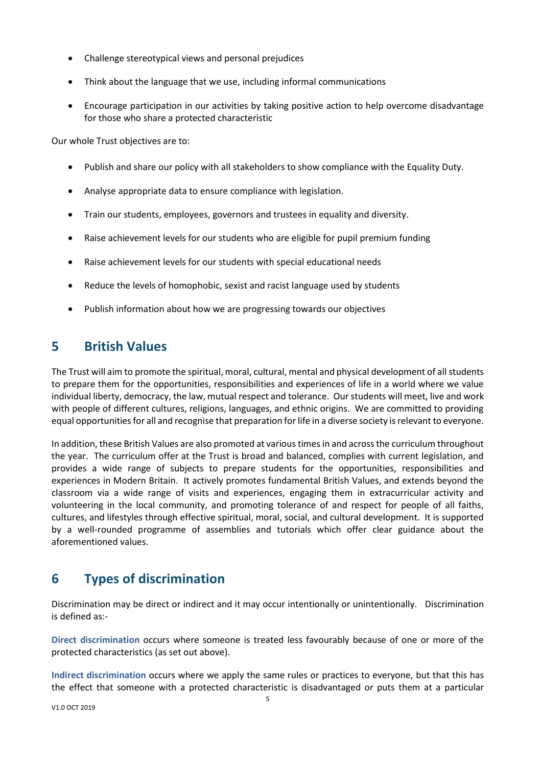- Challenge stereotypical views and personal prejudices
- Think about the language that we use, including informal communications
- Encourage participation in our activities by taking positive action to help overcome disadvantage for those who share a protected characteristic

Our whole Trust objectives are to:

- Publish and share our policy with all stakeholders to show compliance with the Equality Duty.
- Analyse appropriate data to ensure compliance with legislation.
- Train our students, employees, governors and trustees in equality and diversity.
- Raise achievement levels for our students who are eligible for pupil premium funding
- Raise achievement levels for our students with special educational needs
- Reduce the levels of homophobic, sexist and racist language used by students
- Publish information about how we are progressing towards our objectives

## 5 British Values

The Trust will aim to promote the spiritual, moral, cultural, mental and physical development of all students to prepare them for the opportunities, responsibilities and experiences of life in a world where we value individual liberty, democracy, the law, mutual respect and tolerance. Our students will meet, live and work with people of different cultures, religions, languages, and ethnic origins. We are committed to providing equal opportunities for all and recognise that preparation for life in a diverse society is relevant to everyone.

In addition, these British Values are also promoted at various times in and across the curriculum throughout the year. The curriculum offer at the Trust is broad and balanced, complies with current legislation, and provides a wide range of subjects to prepare students for the opportunities, responsibilities and experiences in Modern Britain. It actively promotes fundamental British Values, and extends beyond the classroom via a wide range of visits and experiences, engaging them in extracurricular activity and volunteering in the local community, and promoting tolerance of and respect for people of all faiths, cultures, and lifestyles through effective spiritual, moral, social, and cultural development. It is supported by a well-rounded programme of assemblies and tutorials which offer clear guidance about the aforementioned values.

## 6 Types of discrimination

Discrimination may be direct or indirect and it may occur intentionally or unintentionally. Discrimination is defined as:-

**Direct discrimination** occurs where someone is treated less favourably because of one or more of the protected characteristics (as set out above).

**Indirect discrimination** occurs where we apply the same rules or practices to everyone, but that this has the effect that someone with a protected characteristic is disadvantaged or puts them at a particular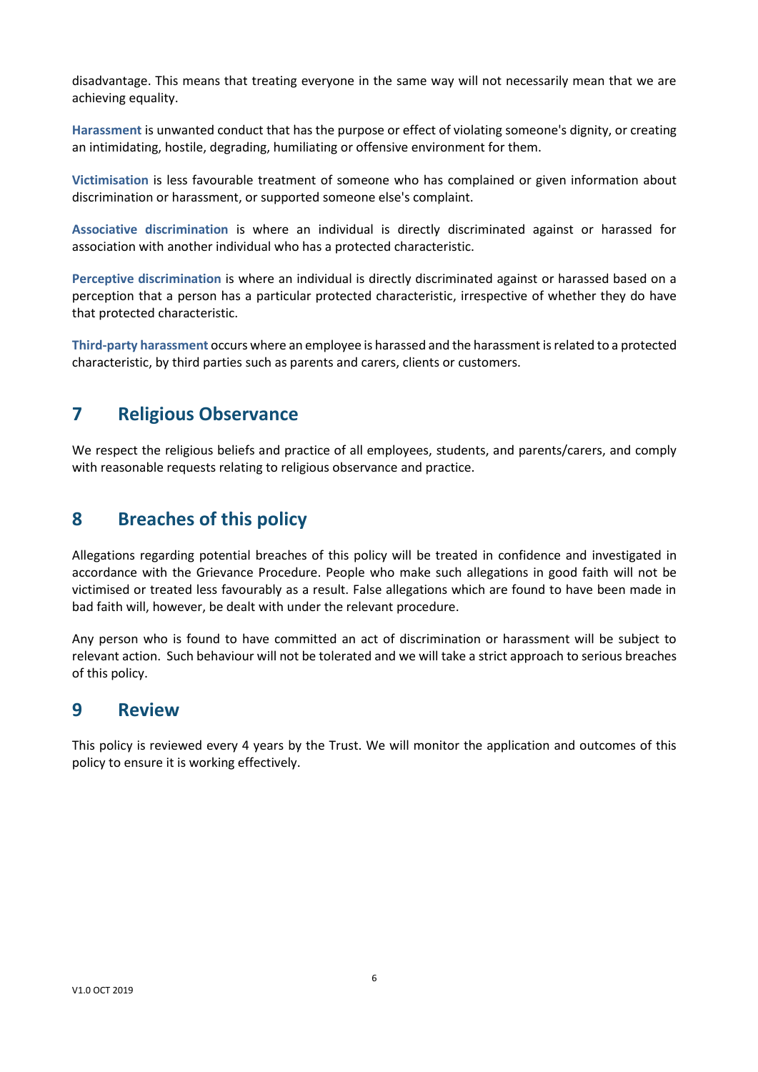disadvantage. This means that treating everyone in the same way will not necessarily mean that we are achieving equality.

**Harassment** is unwanted conduct that has the purpose or effect of violating someone's dignity, or creating an intimidating, hostile, degrading, humiliating or offensive environment for them.

**Victimisation** is less favourable treatment of someone who has complained or given information about discrimination or harassment, or supported someone else's complaint.

**Associative discrimination** is where an individual is directly discriminated against or harassed for association with another individual who has a protected characteristic.

**Perceptive discrimination** is where an individual is directly discriminated against or harassed based on a perception that a person has a particular protected characteristic, irrespective of whether they do have that protected characteristic.

**Third-party harassment** occurs where an employee is harassed and the harassment is related to a protected characteristic, by third parties such as parents and carers, clients or customers.

## 7 Religious Observance

We respect the religious beliefs and practice of all employees, students, and parents/carers, and comply with reasonable requests relating to religious observance and practice.

## 8 Breaches of this policy

Allegations regarding potential breaches of this policy will be treated in confidence and investigated in accordance with the Grievance Procedure. People who make such allegations in good faith will not be victimised or treated less favourably as a result. False allegations which are found to have been made in bad faith will, however, be dealt with under the relevant procedure.

Any person who is found to have committed an act of discrimination or harassment will be subject to relevant action. Such behaviour will not be tolerated and we will take a strict approach to serious breaches of this policy.

## 9 Review

This policy is reviewed every 4 years by the Trust. We will monitor the application and outcomes of this policy to ensure it is working effectively.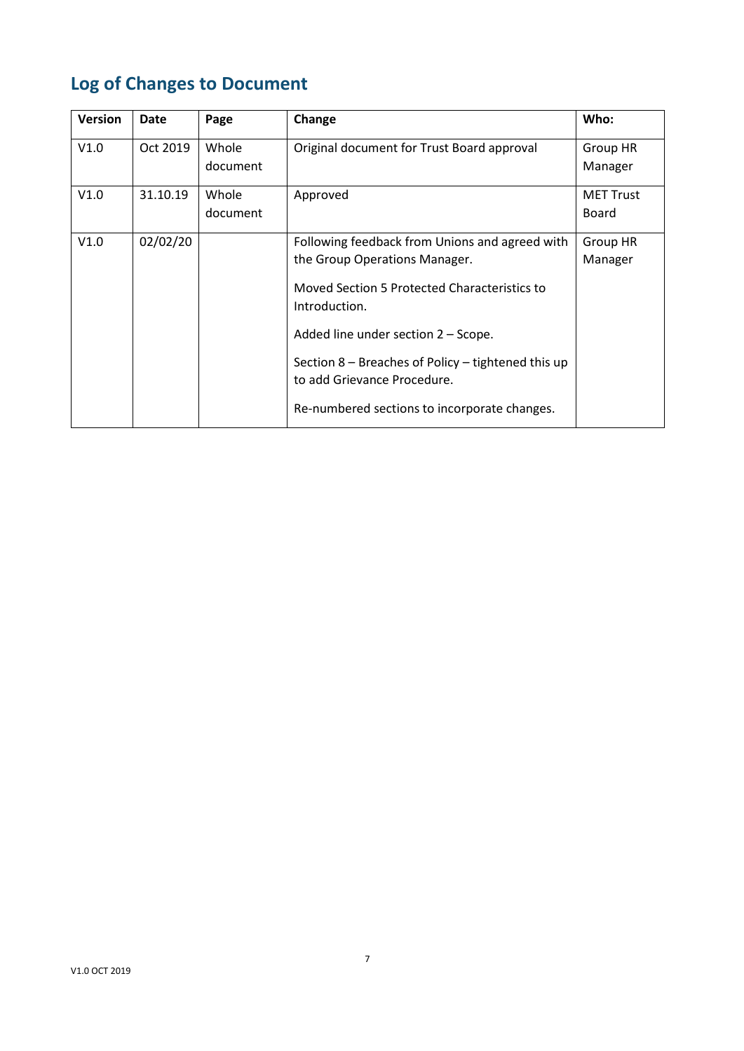## Log of Changes to Document

| Version | Date | Page | Change | Who: |
|---|---|---|---|---|
| V1.0 | Oct 2019 | Whole document | Original document for Trust Board approval | Group HR Manager |
| V1.0 | 31.10.19 | Whole document | Approved | MET Trust Board |
| V1.0 | 02/02/20 | | Following feedback from Unions and agreed with the Group Operations Manager.<br><br>Moved Section 5 Protected Characteristics to Introduction.<br><br>Added line under section 2 – Scope.<br><br>Section 8 – Breaches of Policy – tightened this up to add Grievance Procedure.<br><br>Re-numbered sections to incorporate changes. | Group HR Manager |